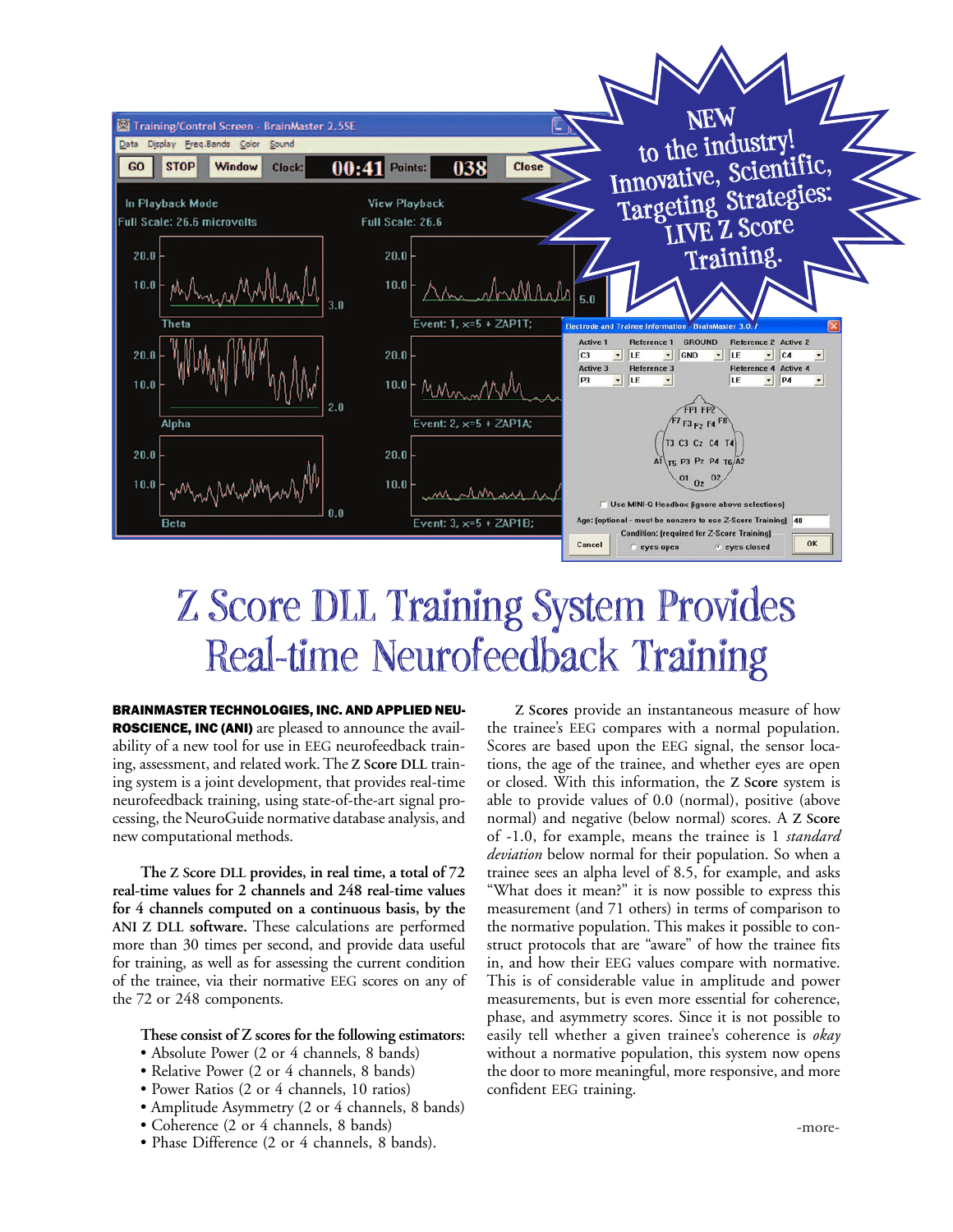NEW to the industry! Innovative, Scientific, Targeting Strategies: LIVE Z Score Training.

# Z Score DLL Training System Provides Real-time Neurofeedback Training

**BRAINMASTER TECHNOLOGIES, INC. AND APPLIED NEUROSCIENCE, INC (ANI)** are pleased to announce the availability of a new tool for use in EEG neurofeedback training, assessment, and related work. The **Z Score DLL** training system is a joint development, that provides real-time neurofeedback training, using state-of-the-art signal processing, the NeuroGuide normative database analysis, and new computational methods.

**The Z Score DLL provides, in real time, a total of 72 real-time values for 2 channels and 248 real-time values for 4 channels computed on a continuous basis, by the ANI Z DLL software.** These calculations are performed more than 30 times per second, and provide data useful for training, as well as for assessing the current condition of the trainee, via their normative EEG scores on any of the 72 or 248 components.

**These consist of Z scores for the following estimators:**

- Absolute Power (2 or 4 channels, 8 bands)
- Relative Power (2 or 4 channels, 8 bands)
- Power Ratios (2 or 4 channels, 10 ratios)
- Amplitude Asymmetry (2 or 4 channels, 8 bands)
- Coherence (2 or 4 channels, 8 bands)
- Phase Difference (2 or 4 channels, 8 bands).

**Z Scores** provide an instantaneous measure of how the trainee's EEG compares with a normal population. Scores are based upon the EEG signal, the sensor locations, the age of the trainee, and whether eyes are open or closed. With this information, the **Z Score** system is able to provide values of 0.0 (normal), positive (above normal) and negative (below normal) scores. A **Z Score** of -1.0, for example, means the trainee is 1 *standard deviation* below normal for their population. So when a trainee sees an alpha level of 8.5, for example, and asks "What does it mean?" it is now possible to express this measurement (and 71 others) in terms of comparison to the normative population. This makes it possible to construct protocols that are "aware" of how the trainee fits in, and how their EEG values compare with normative. This is of considerable value in amplitude and power measurements, but is even more essential for coherence, phase, and asymmetry scores. Since it is not possible to easily tell whether a given trainee's coherence is *okay* without a normative population, this system now opens the door to more meaningful, more responsive, and more confident EEG training.

-more-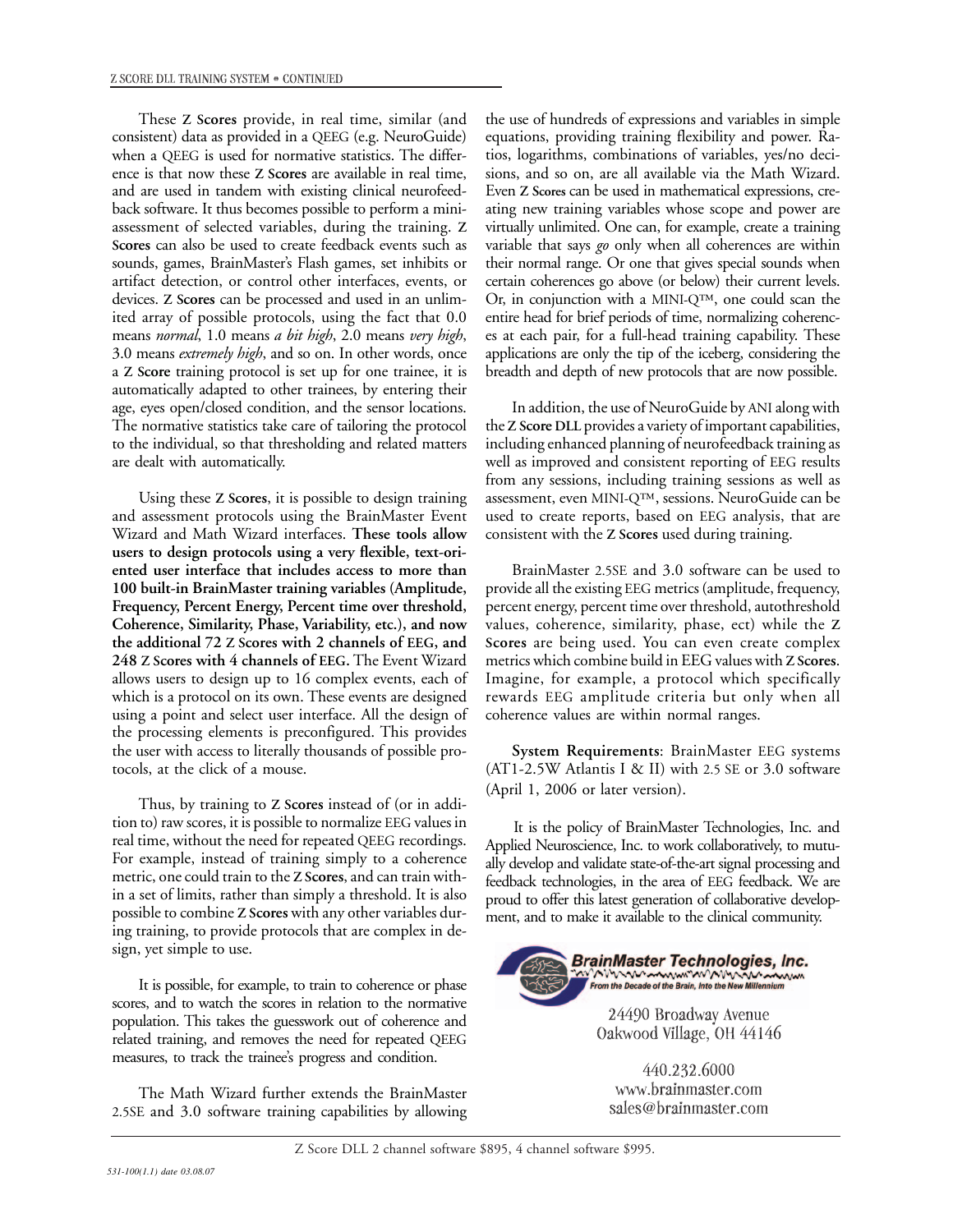These **Z Scores** provide, in real time, similar (and consistent) data as provided in a QEEG (e.g. NeuroGuide) when a QEEG is used for normative statistics. The difference is that now these **Z Scores** are available in real time, and are used in tandem with existing clinical neurofeedback software. It thus becomes possible to perform a mini-assessment of selected variables, during the training. **Z Scores** can also be used to create feedback events such as sounds, games, BrainMaster's Flash games, set inhibits or artifact detection, or control other interfaces, events, or devices. **Z Scores** can be processed and used in an unlimited array of possible protocols, using the fact that 0.0 means *normal*, 1.0 means *a bit high*, 2.0 means *very high*, 3.0 means *extremely high*, and so on. In other words, once a **Z Score** training protocol is set up for one trainee, it is automatically adapted to other trainees, by entering their age, eyes open/closed condition, and the sensor locations. The normative statistics take care of tailoring the protocol to the individual, so that thresholding and related matters are dealt with automatically.

Using these **Z Scores**, it is possible to design training and assessment protocols using the BrainMaster Event Wizard and Math Wizard interfaces. **These tools allow users to design protocols using a very flexible, text-oriented user interface that includes access to more than 100 built-in BrainMaster training variables (Amplitude, Frequency, Percent Energy, Percent time over threshold, Coherence, Similarity, Phase, Variability, etc.), and now the additional 72 Z Scores with 2 channels of EEG, and 248 Z Scores with 4 channels of EEG.** The Event Wizard allows users to design up to 16 complex events, each of which is a protocol on its own. These events are designed using a point and select user interface. All the design of the processing elements is preconfigured. This provides the user with access to literally thousands of possible protocols, at the click of a mouse.

Thus, by training to **Z Scores** instead of (or in addition to) raw scores, it is possible to normalize EEG values in real time, without the need for repeated QEEG recordings. For example, instead of training simply to a coherence metric, one could train to the **Z Scores**, and can train within a set of limits, rather than simply a threshold. It is also possible to combine **Z Scores** with any other variables during training, to provide protocols that are complex in design, yet simple to use.

It is possible, for example, to train to coherence or phase scores, and to watch the scores in relation to the normative population. This takes the guesswork out of coherence and related training, and removes the need for repeated QEEG measures, to track the trainee's progress and condition.

The Math Wizard further extends the BrainMaster 2.5SE and 3.0 software training capabilities by allowing the use of hundreds of expressions and variables in simple equations, providing training flexibility and power. Ratios, logarithms, combinations of variables, yes/no decisions, and so on, are all available via the Math Wizard. Even **Z Scores** can be used in mathematical expressions, creating new training variables whose scope and power are virtually unlimited. One can, for example, create a training variable that says *go* only when all coherences are within their normal range. Or one that gives special sounds when certain coherences go above (or below) their current levels. Or, in conjunction with a MINI-Q™, one could scan the entire head for brief periods of time, normalizing coherences at each pair, for a full-head training capability. These applications are only the tip of the iceberg, considering the breadth and depth of new protocols that are now possible.

In addition, the use of NeuroGuide by ANI along with the **Z Score DLL** provides a variety of important capabilities, including enhanced planning of neurofeedback training as well as improved and consistent reporting of EEG results from any sessions, including training sessions as well as assessment, even MINI-Q™, sessions. NeuroGuide can be used to create reports, based on EEG analysis, that are consistent with the **Z Scores** used during training.

BrainMaster 2.5SE and 3.0 software can be used to provide all the existing EEG metrics (amplitude, frequency, percent energy, percent time over threshold, autothreshold values, coherence, similarity, phase, ect) while the **Z Scores** are being used. You can even create complex metrics which combine build in EEG values with **Z Scores**. Imagine, for example, a protocol which specifically rewards EEG amplitude criteria but only when all coherence values are within normal ranges.

**System Requirements**: BrainMaster EEG systems (AT1-2.5W Atlantis I & II) with 2.5 SE or 3.0 software (April 1, 2006 or later version).

It is the policy of BrainMaster Technologies, Inc. and Applied Neuroscience, Inc. to work collaboratively, to mutually develop and validate state-of-the-art signal processing and feedback technologies, in the area of EEG feedback. We are proud to offer this latest generation of collaborative development, and to make it available to the clinical community.

**BrainMaster Technologies, Inc.**
From the Decade of the Brain, Into the New Millennium

24490 Broadway Avenue
Oakwood Village, OH 44146

440.232.6000
www.brainmaster.com
sales@brainmaster.com

Z Score DLL 2 channel software $895, 4 channel software $995.

531-100(1.1) date 03.08.07